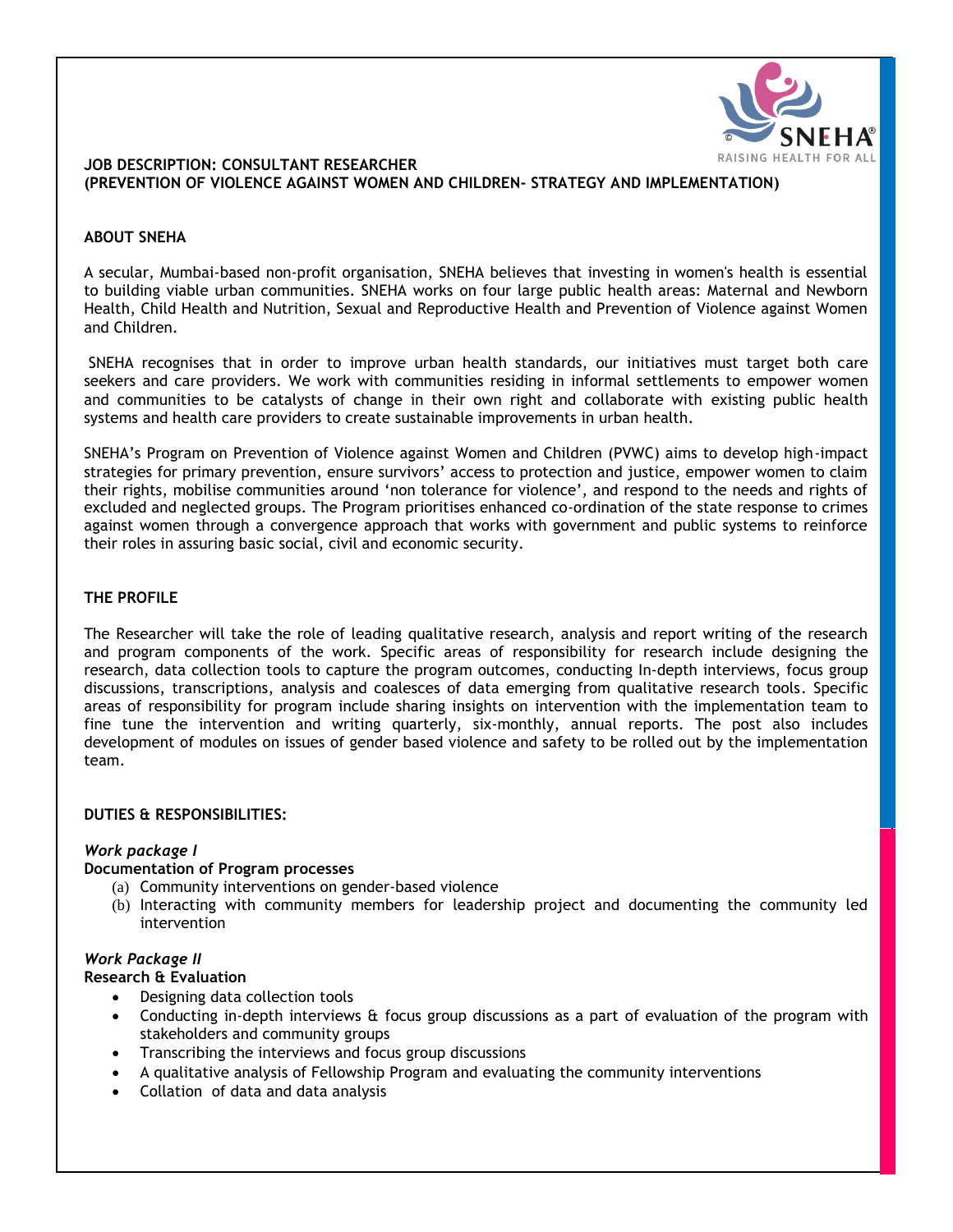**JOB DESCRIPTION: CONSULTANT RESEARCHER**
**(PREVENTION OF VIOLENCE AGAINST WOMEN AND CHILDREN- STRATEGY AND IMPLEMENTATION)**

## ABOUT SNEHA

A secular, Mumbai-based non-profit organisation, SNEHA believes that investing in women's health is essential to building viable urban communities. SNEHA works on four large public health areas: Maternal and Newborn Health, Child Health and Nutrition, Sexual and Reproductive Health and Prevention of Violence against Women and Children.

SNEHA recognises that in order to improve urban health standards, our initiatives must target both care seekers and care providers. We work with communities residing in informal settlements to empower women and communities to be catalysts of change in their own right and collaborate with existing public health systems and health care providers to create sustainable improvements in urban health.

SNEHA's Program on Prevention of Violence against Women and Children (PVWC) aims to develop high-impact strategies for primary prevention, ensure survivors' access to protection and justice, empower women to claim their rights, mobilise communities around 'non tolerance for violence', and respond to the needs and rights of excluded and neglected groups. The Program prioritises enhanced co-ordination of the state response to crimes against women through a convergence approach that works with government and public systems to reinforce their roles in assuring basic social, civil and economic security.

## THE PROFILE

The Researcher will take the role of leading qualitative research, analysis and report writing of the research and program components of the work. Specific areas of responsibility for research include designing the research, data collection tools to capture the program outcomes, conducting In-depth interviews, focus group discussions, transcriptions, analysis and coalesces of data emerging from qualitative research tools. Specific areas of responsibility for program include sharing insights on intervention with the implementation team to fine tune the intervention and writing quarterly, six-monthly, annual reports. The post also includes development of modules on issues of gender based violence and safety to be rolled out by the implementation team.

## DUTIES & RESPONSIBILITIES:

*Work package I*

**Documentation of Program processes**

(a) Community interventions on gender-based violence
(b) Interacting with community members for leadership project and documenting the community led intervention

*Work Package II*

**Research & Evaluation**

- Designing data collection tools
- Conducting in-depth interviews & focus group discussions as a part of evaluation of the program with stakeholders and community groups
- Transcribing the interviews and focus group discussions
- A qualitative analysis of Fellowship Program and evaluating the community interventions
- Collation of data and data analysis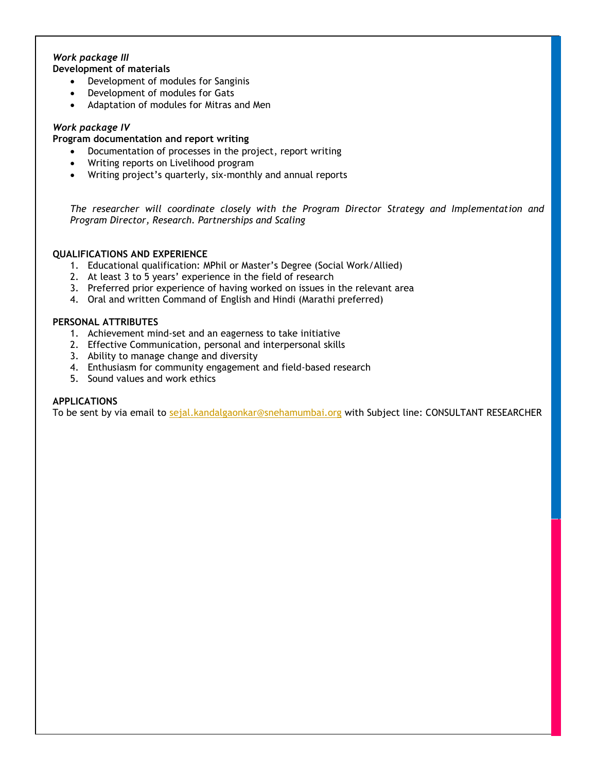*Work package III*

**Development of materials**

- Development of modules for Sanginis
- Development of modules for Gats
- Adaptation of modules for Mitras and Men

*Work package IV*

**Program documentation and report writing**

- Documentation of processes in the project, report writing
- Writing reports on Livelihood program
- Writing project's quarterly, six-monthly and annual reports

*The researcher will coordinate closely with the Program Director Strategy and Implementation and Program Director, Research. Partnerships and Scaling*

**QUALIFICATIONS AND EXPERIENCE**

1. Educational qualification: MPhil or Master's Degree (Social Work/Allied)
2. At least 3 to 5 years' experience in the field of research
3. Preferred prior experience of having worked on issues in the relevant area
4. Oral and written Command of English and Hindi (Marathi preferred)

**PERSONAL ATTRIBUTES**

1. Achievement mind-set and an eagerness to take initiative
2. Effective Communication, personal and interpersonal skills
3. Ability to manage change and diversity
4. Enthusiasm for community engagement and field-based research
5. Sound values and work ethics

**APPLICATIONS**

To be sent by via email to sejal.kandalgaonkar@snehamumbai.org with Subject line: CONSULTANT RESEARCHER